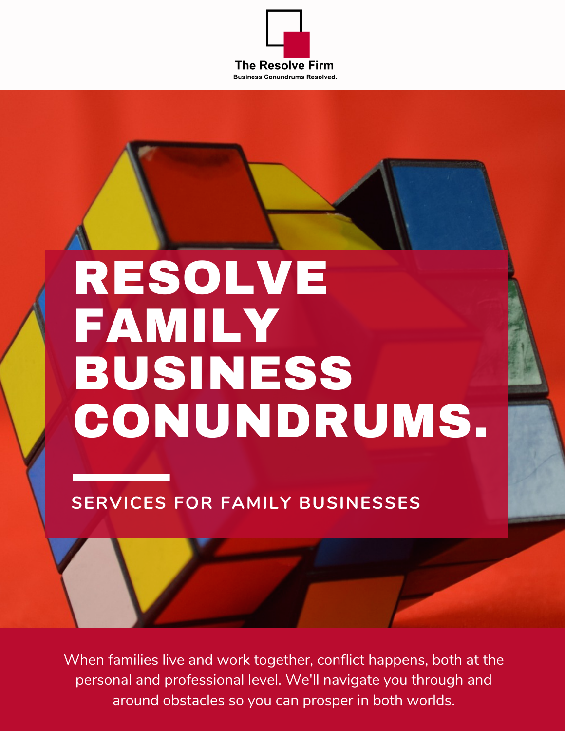The Resolve Firm

Business Conundrums Resolved.

# RESOLVE FAMILY BUSINESS CONUNDRUMS.

## SERVICES FOR FAMILY BUSINESSES

When families live and work together, conflict happens, both at the personal and professional level. We'll navigate you through and around obstacles so you can prosper in both worlds.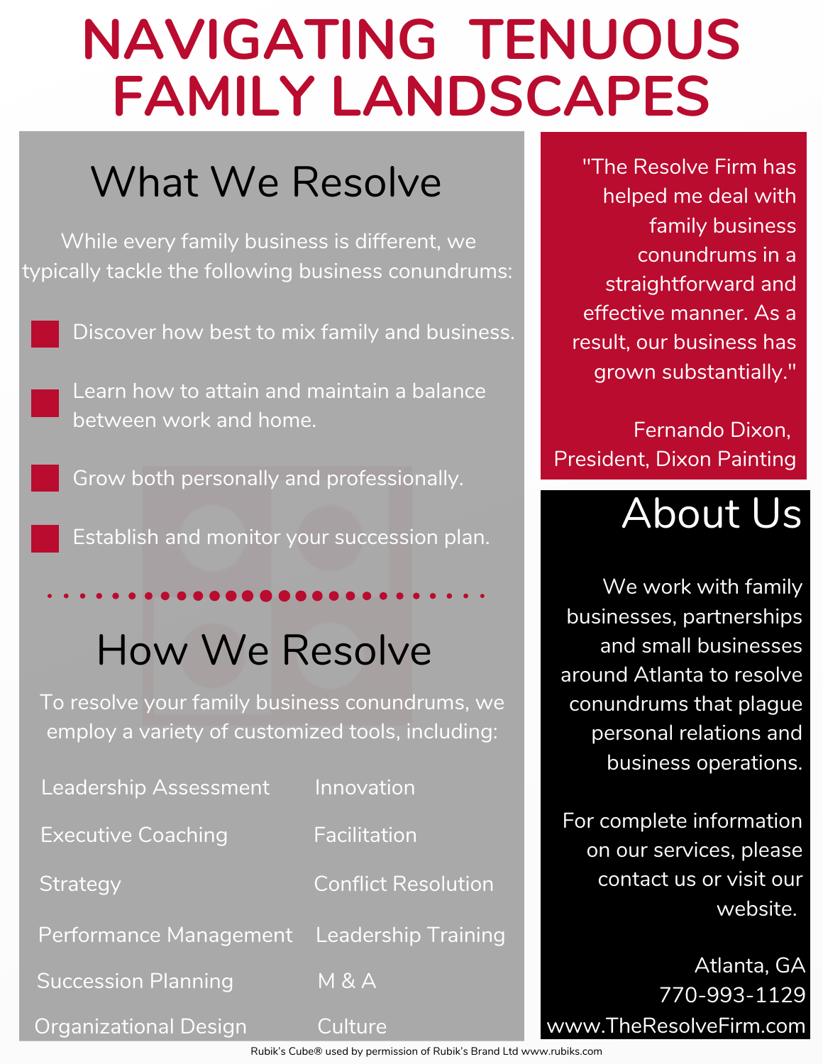# NAVIGATING TENUOUS FAMILY LANDSCAPES

## What We Resolve

While every family business is different, we typically tackle the following business conundrums:

- Discover how best to mix family and business.
- Learn how to attain and maintain a balance between work and home.
- Grow both personally and professionally.
- Establish and monitor your succession plan.

## How We Resolve

To resolve your family business conundrums, we employ a variety of customized tools, including:

- Leadership Assessment
- Executive Coaching
- Strategy
- Performance Management
- Succession Planning
- Organizational Design
- Innovation
- Facilitation
- Conflict Resolution
- Leadership Training
- M & A
- Culture

"The Resolve Firm has helped me deal with family business conundrums in a straightforward and effective manner. As a result, our business has grown substantially."

Fernando Dixon,
President, Dixon Painting

## About Us

We work with family businesses, partnerships and small businesses around Atlanta to resolve conundrums that plague personal relations and business operations.

For complete information on our services, please contact us or visit our website.

Atlanta, GA
770-993-1129
www.TheResolveFirm.com

Rubik's Cube® used by permission of Rubik's Brand Ltd www.rubiks.com